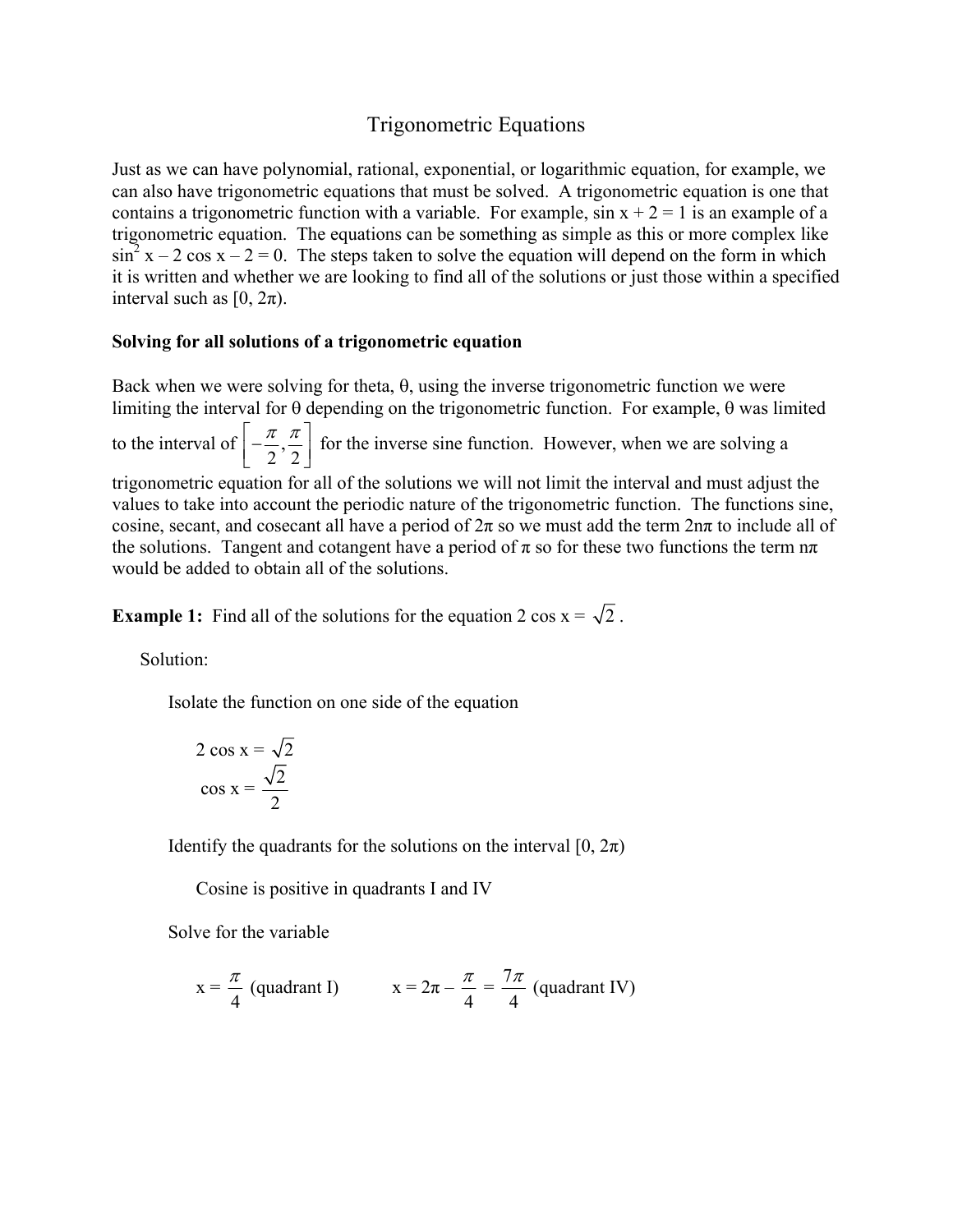# Trigonometric Equations

Just as we can have polynomial, rational, exponential, or logarithmic equation, for example, we can also have trigonometric equations that must be solved. A trigonometric equation is one that contains a trigonometric function with a variable. For example, $\sin x + 2 = 1$ is an example of a trigonometric equation. The equations can be something as simple as this or more complex like $\sin^2 x - 2\cos x - 2 = 0$. The steps taken to solve the equation will depend on the form in which it is written and whether we are looking to find all of the solutions or just those within a specified interval such as $[0, 2\pi)$.

**Solving for all solutions of a trigonometric equation**

Back when we were solving for theta, $\theta$, using the inverse trigonometric function we were limiting the interval for $\theta$ depending on the trigonometric function. For example, $\theta$ was limited to the interval of $\left[-\frac{\pi}{2}, \frac{\pi}{2}\right]$ for the inverse sine function. However, when we are solving a trigonometric equation for all of the solutions we will not limit the interval and must adjust the values to take into account the periodic nature of the trigonometric function. The functions sine, cosine, secant, and cosecant all have a period of $2\pi$ so we must add the term $2n\pi$ to include all of the solutions. Tangent and cotangent have a period of $\pi$ so for these two functions the term $n\pi$ would be added to obtain all of the solutions.

**Example 1:** Find all of the solutions for the equation $2\cos x = \sqrt{2}$.

Solution:

Isolate the function on one side of the equation

$$2\cos x = \sqrt{2}$$

$$\cos x = \frac{\sqrt{2}}{2}$$

Identify the quadrants for the solutions on the interval $[0, 2\pi)$

Cosine is positive in quadrants I and IV

Solve for the variable

$$x = \frac{\pi}{4} \text{ (quadrant I)} \qquad x = 2\pi - \frac{\pi}{4} = \frac{7\pi}{4} \text{ (quadrant IV)}$$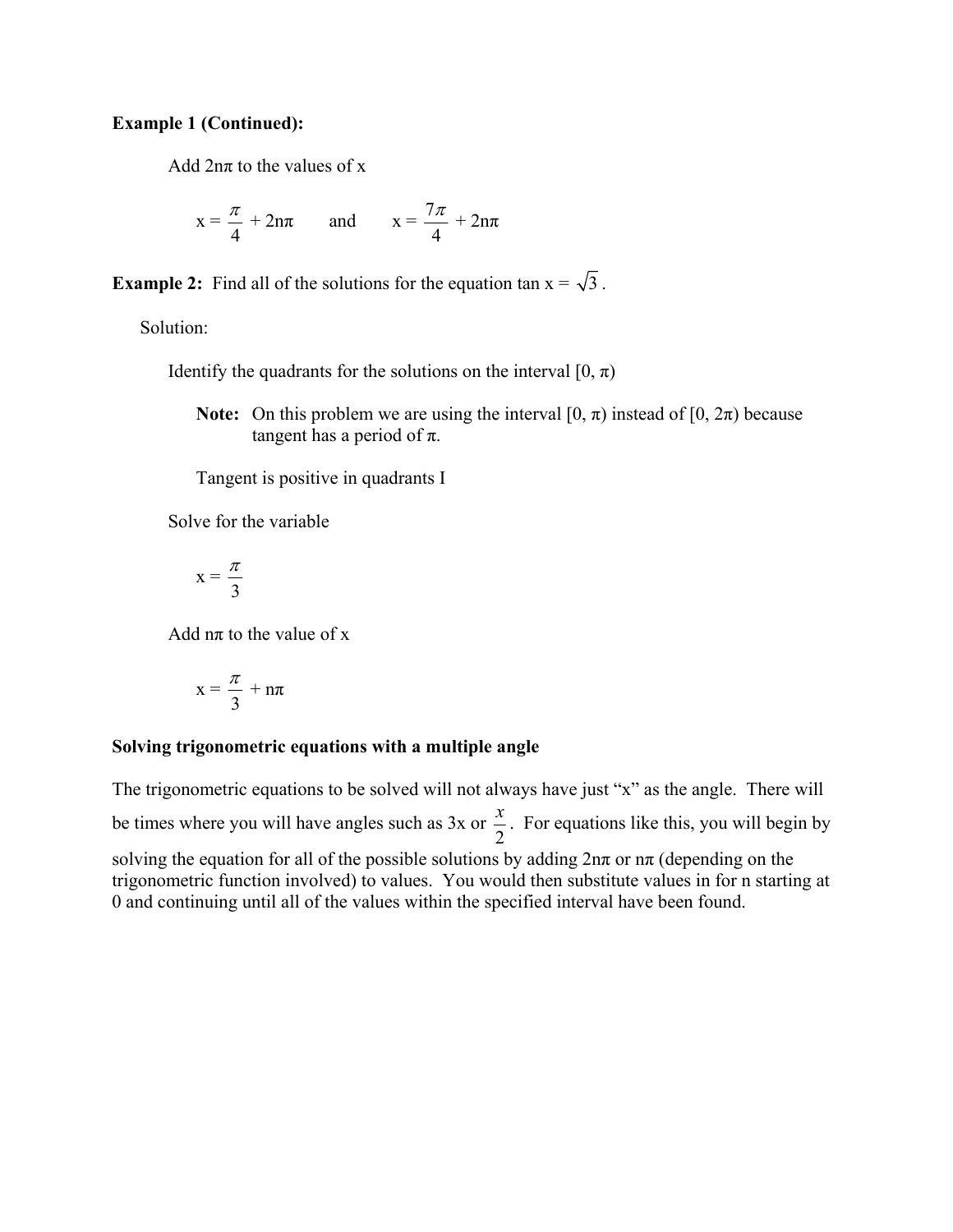**Example 1 (Continued):**

Add $2n\pi$ to the values of x

$$x = \frac{\pi}{4} + 2n\pi \qquad \text{and} \qquad x = \frac{7\pi}{4} + 2n\pi$$

**Example 2:** Find all of the solutions for the equation $\tan x = \sqrt{3}$.

Solution:

Identify the quadrants for the solutions on the interval $[0, \pi)$

**Note:** On this problem we are using the interval $[0, \pi)$ instead of $[0, 2\pi)$ because tangent has a period of $\pi$.

Tangent is positive in quadrants I

Solve for the variable

$$x = \frac{\pi}{3}$$

Add $n\pi$ to the value of x

$$x = \frac{\pi}{3} + n\pi$$

**Solving trigonometric equations with a multiple angle**

The trigonometric equations to be solved will not always have just "x" as the angle. There will be times where you will have angles such as 3x or $\frac{x}{2}$. For equations like this, you will begin by solving the equation for all of the possible solutions by adding $2n\pi$ or $n\pi$ (depending on the trigonometric function involved) to values. You would then substitute values in for n starting at 0 and continuing until all of the values within the specified interval have been found.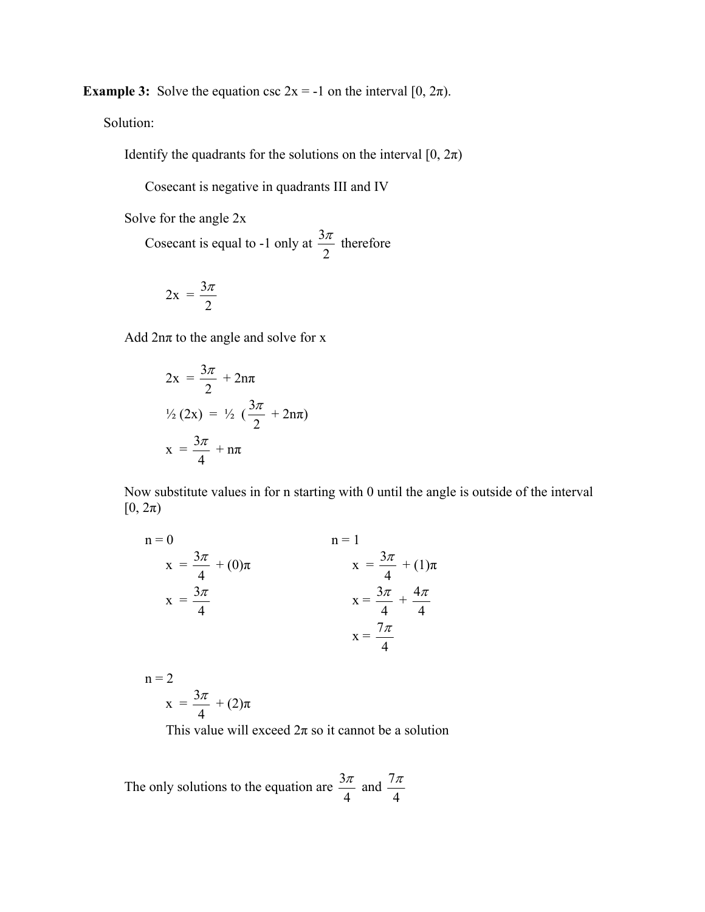**Example 3:** Solve the equation csc 2x = -1 on the interval $[0, 2\pi)$.

Solution:

Identify the quadrants for the solutions on the interval $[0, 2\pi)$

Cosecant is negative in quadrants III and IV

Solve for the angle 2x

Cosecant is equal to -1 only at $\frac{3\pi}{2}$ therefore

$$2x = \frac{3\pi}{2}$$

Add $2n\pi$ to the angle and solve for x

$$2x = \frac{3\pi}{2} + 2n\pi$$

$$½ (2x) = ½ \left(\frac{3\pi}{2} + 2n\pi\right)$$

$$x = \frac{3\pi}{4} + n\pi$$

Now substitute values in for n starting with 0 until the angle is outside of the interval $[0, 2\pi)$

n = 0

$$x = \frac{3\pi}{4} + (0)\pi$$

$$x = \frac{3\pi}{4}$$

n = 1

$$x = \frac{3\pi}{4} + (1)\pi$$

$$x = \frac{3\pi}{4} + \frac{4\pi}{4}$$

$$x = \frac{7\pi}{4}$$

n = 2

$$x = \frac{3\pi}{4} + (2)\pi$$

This value will exceed $2\pi$ so it cannot be a solution

The only solutions to the equation are $\frac{3\pi}{4}$ and $\frac{7\pi}{4}$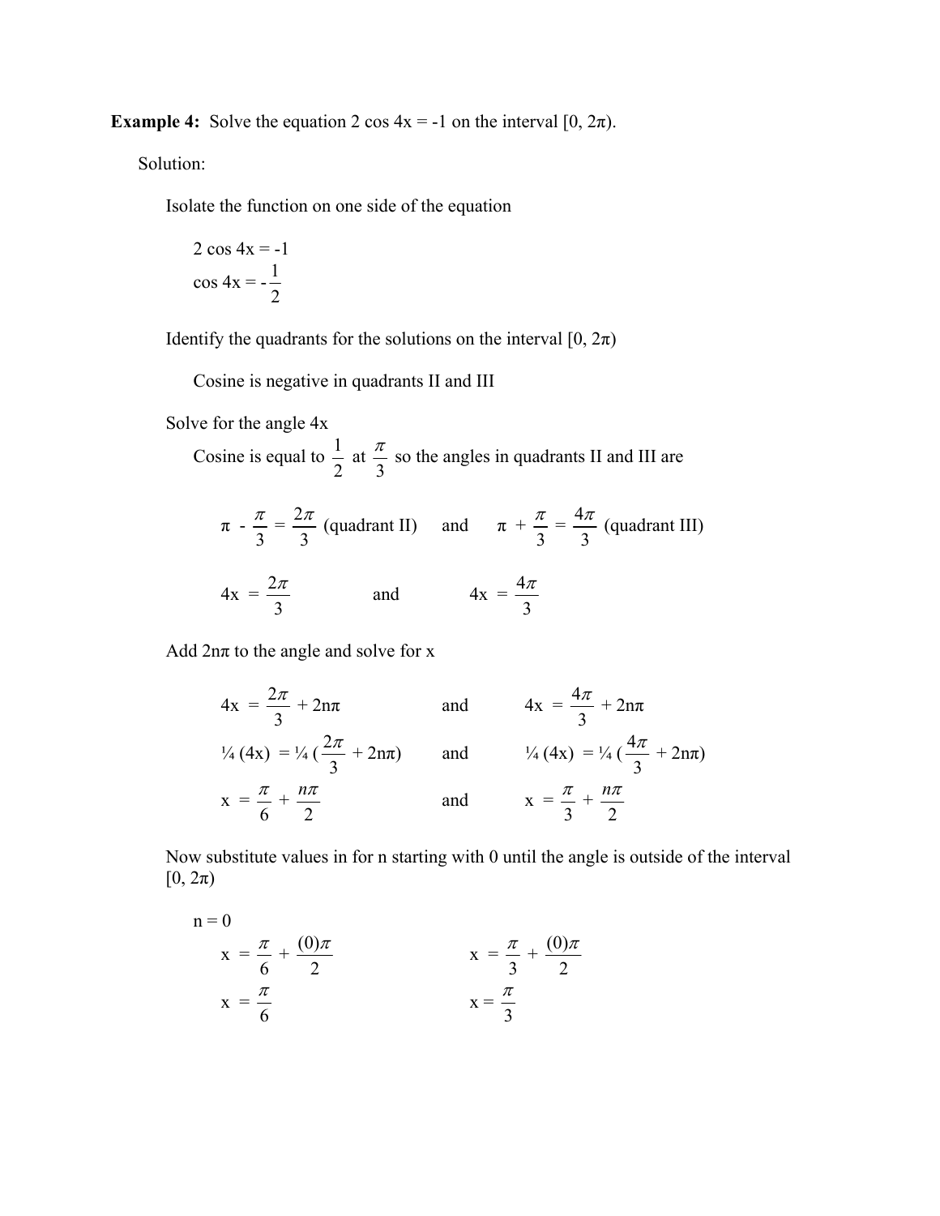**Example 4:** Solve the equation 2 cos 4x = -1 on the interval $[0, 2\pi)$.

Solution:

Isolate the function on one side of the equation

$$2 \cos 4x = -1$$
$$\cos 4x = -\frac{1}{2}$$

Identify the quadrants for the solutions on the interval $[0, 2\pi)$

Cosine is negative in quadrants II and III

Solve for the angle 4x

Cosine is equal to $\frac{1}{2}$ at $\frac{\pi}{3}$ so the angles in quadrants II and III are

$$\pi - \frac{\pi}{3} = \frac{2\pi}{3} \text{ (quadrant II)} \quad \text{and} \quad \pi + \frac{\pi}{3} = \frac{4\pi}{3} \text{ (quadrant III)}$$

$$4x = \frac{2\pi}{3} \quad \text{and} \quad 4x = \frac{4\pi}{3}$$

Add $2n\pi$ to the angle and solve for x

$$4x = \frac{2\pi}{3} + 2n\pi \quad \text{and} \quad 4x = \frac{4\pi}{3} + 2n\pi$$

$$\tfrac{1}{4}(4x) = \tfrac{1}{4}\left(\frac{2\pi}{3} + 2n\pi\right) \quad \text{and} \quad \tfrac{1}{4}(4x) = \tfrac{1}{4}\left(\frac{4\pi}{3} + 2n\pi\right)$$

$$x = \frac{\pi}{6} + \frac{n\pi}{2} \quad \text{and} \quad x = \frac{\pi}{3} + \frac{n\pi}{2}$$

Now substitute values in for n starting with 0 until the angle is outside of the interval $[0, 2\pi)$

n = 0

$$x = \frac{\pi}{6} + \frac{(0)\pi}{2} \qquad x = \frac{\pi}{3} + \frac{(0)\pi}{2}$$

$$x = \frac{\pi}{6} \qquad x = \frac{\pi}{3}$$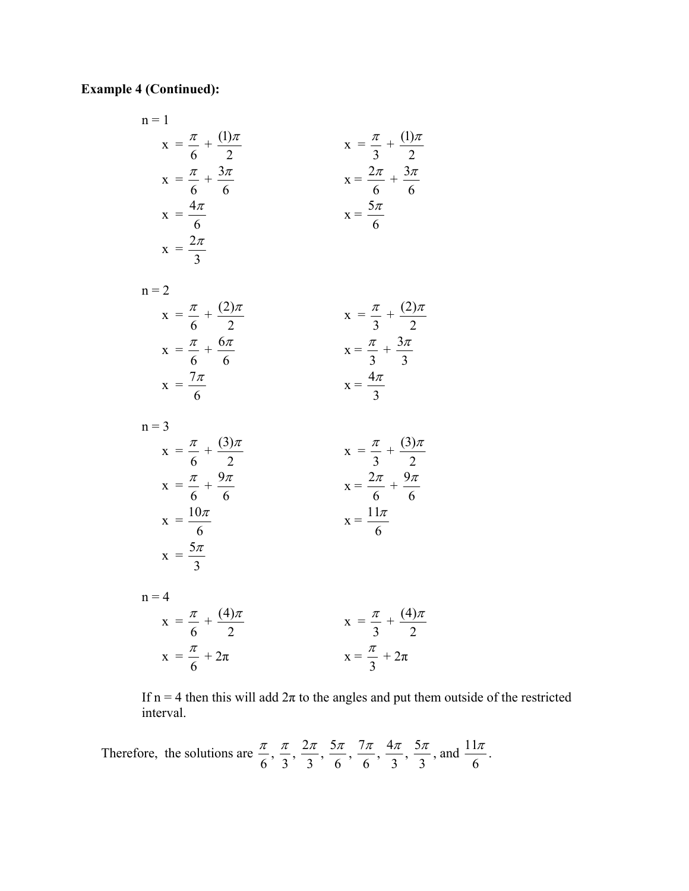**Example 4 (Continued):**

n = 1

$$x = \frac{\pi}{6} + \frac{(1)\pi}{2}$$
$$x = \frac{\pi}{6} + \frac{3\pi}{6}$$
$$x = \frac{4\pi}{6}$$
$$x = \frac{2\pi}{3}$$

$$x = \frac{\pi}{3} + \frac{(1)\pi}{2}$$
$$x = \frac{2\pi}{6} + \frac{3\pi}{6}$$
$$x = \frac{5\pi}{6}$$

n = 2

$$x = \frac{\pi}{6} + \frac{(2)\pi}{2}$$
$$x = \frac{\pi}{6} + \frac{6\pi}{6}$$
$$x = \frac{7\pi}{6}$$

$$x = \frac{\pi}{3} + \frac{(2)\pi}{2}$$
$$x = \frac{\pi}{3} + \frac{3\pi}{3}$$
$$x = \frac{4\pi}{3}$$

n = 3

$$x = \frac{\pi}{6} + \frac{(3)\pi}{2}$$
$$x = \frac{\pi}{6} + \frac{9\pi}{6}$$
$$x = \frac{10\pi}{6}$$
$$x = \frac{5\pi}{3}$$

$$x = \frac{\pi}{3} + \frac{(3)\pi}{2}$$
$$x = \frac{2\pi}{6} + \frac{9\pi}{6}$$
$$x = \frac{11\pi}{6}$$

n = 4

$$x = \frac{\pi}{6} + \frac{(4)\pi}{2}$$
$$x = \frac{\pi}{6} + 2\pi$$

$$x = \frac{\pi}{3} + \frac{(4)\pi}{2}$$
$$x = \frac{\pi}{3} + 2\pi$$

If n = 4 then this will add $2\pi$ to the angles and put them outside of the restricted interval.

Therefore, the solutions are $\frac{\pi}{6}, \frac{\pi}{3}, \frac{2\pi}{3}, \frac{5\pi}{6}, \frac{7\pi}{6}, \frac{4\pi}{3}, \frac{5\pi}{3}$, and $\frac{11\pi}{6}$.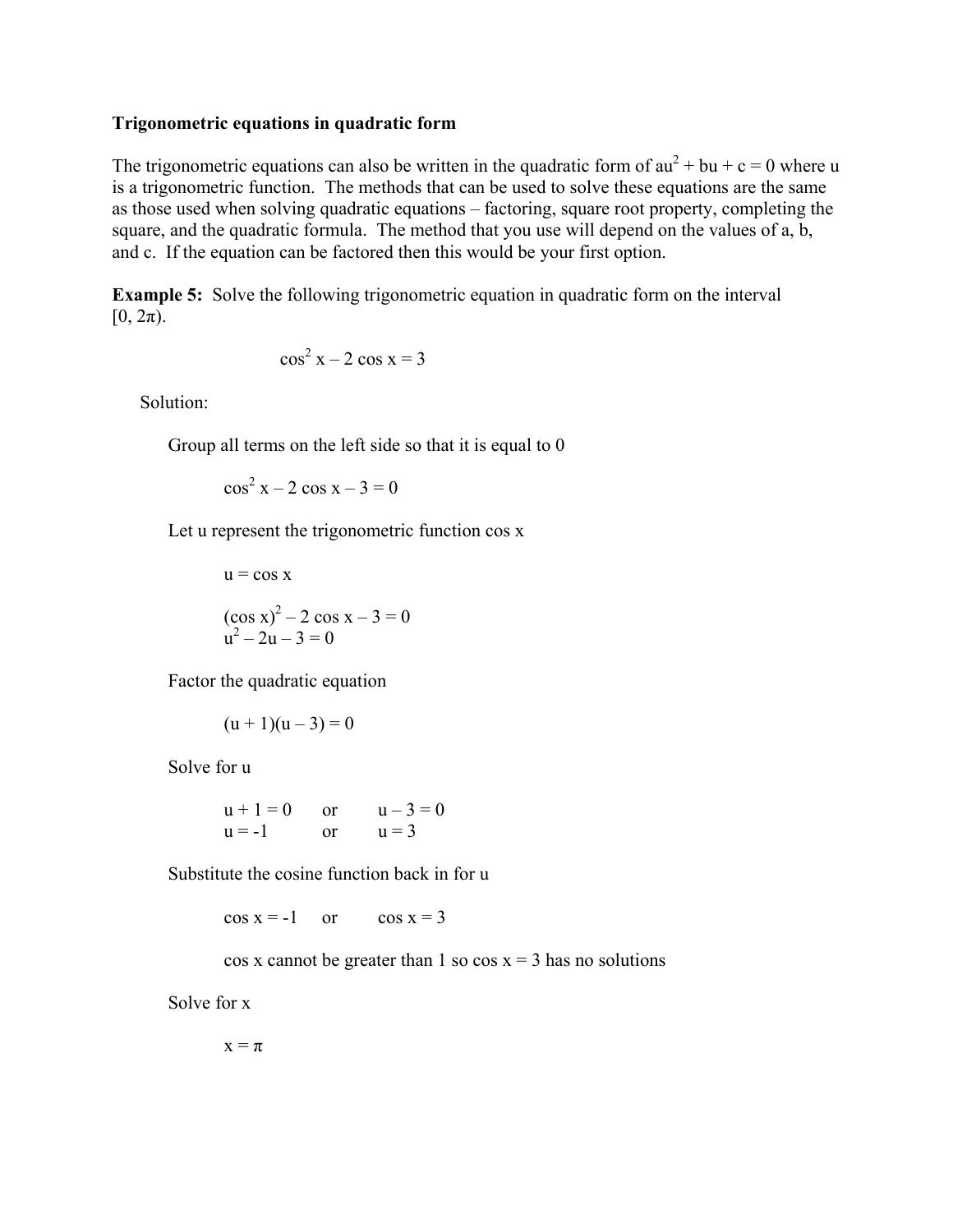## Trigonometric equations in quadratic form

The trigonometric equations can also be written in the quadratic form of $au^2 + bu + c = 0$ where u is a trigonometric function. The methods that can be used to solve these equations are the same as those used when solving quadratic equations – factoring, square root property, completing the square, and the quadratic formula. The method that you use will depend on the values of a, b, and c. If the equation can be factored then this would be your first option.

**Example 5:** Solve the following trigonometric equation in quadratic form on the interval $[0, 2\pi)$.

$$\cos^2 x - 2 \cos x = 3$$

Solution:

Group all terms on the left side so that it is equal to 0

$$\cos^2 x - 2 \cos x - 3 = 0$$

Let u represent the trigonometric function cos x

$$u = \cos x$$

$$(\cos x)^2 - 2 \cos x - 3 = 0$$
$$u^2 - 2u - 3 = 0$$

Factor the quadratic equation

$$(u + 1)(u - 3) = 0$$

Solve for u

$$u + 1 = 0 \quad \text{or} \quad u - 3 = 0$$
$$u = -1 \quad \text{or} \quad u = 3$$

Substitute the cosine function back in for u

$$\cos x = -1 \quad \text{or} \quad \cos x = 3$$

cos x cannot be greater than 1 so $\cos x = 3$ has no solutions

Solve for x

$$x = \pi$$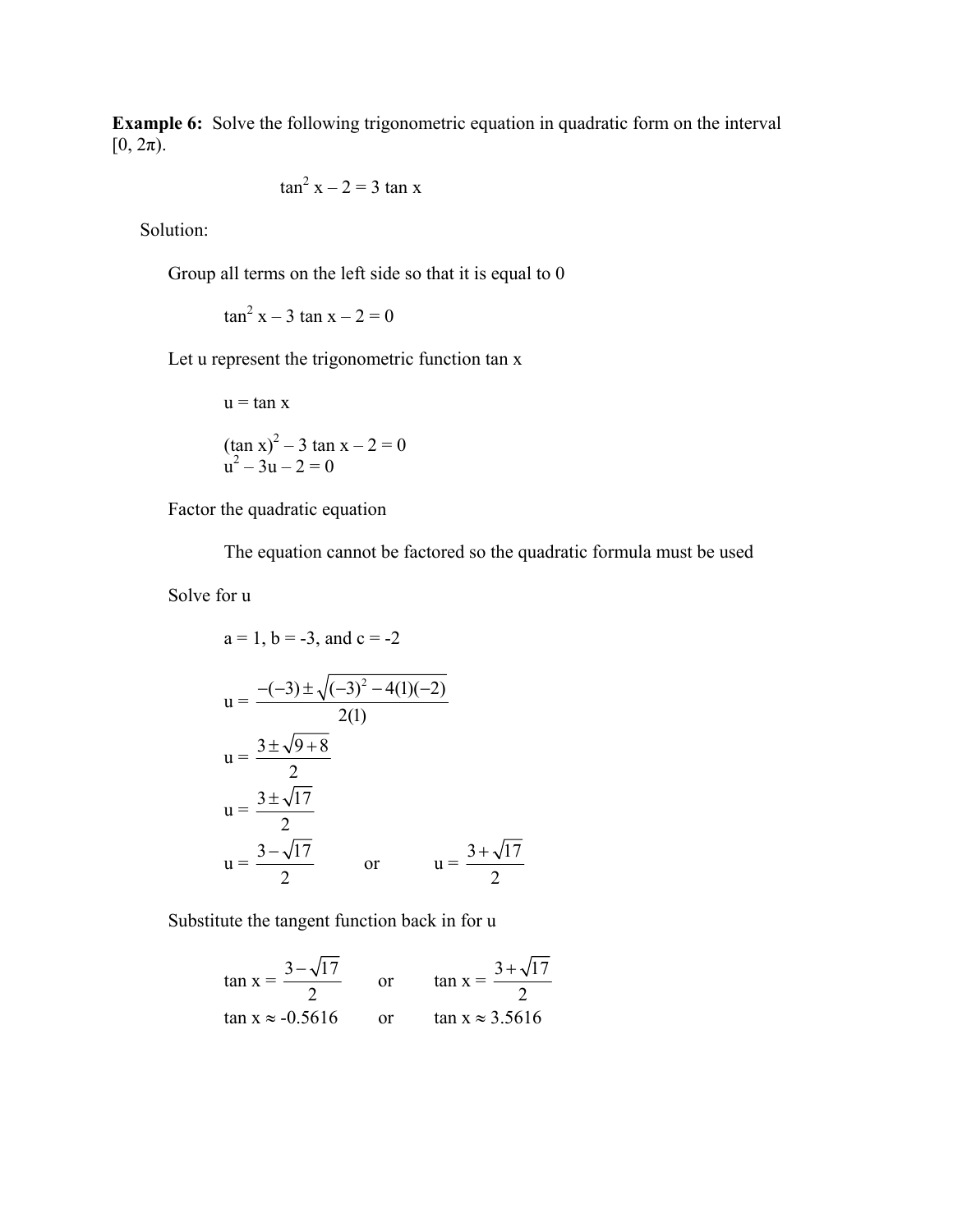**Example 6:** Solve the following trigonometric equation in quadratic form on the interval $[0, 2\pi)$.

$$\tan^2 x - 2 = 3 \tan x$$

Solution:

Group all terms on the left side so that it is equal to 0

$$\tan^2 x - 3 \tan x - 2 = 0$$

Let u represent the trigonometric function tan x

$$u = \tan x$$

$$(\tan x)^2 - 3 \tan x - 2 = 0$$
$$u^2 - 3u - 2 = 0$$

Factor the quadratic equation

The equation cannot be factored so the quadratic formula must be used

Solve for u

$a = 1$, $b = -3$, and $c = -2$

$$u = \frac{-(-3) \pm \sqrt{(-3)^2 - 4(1)(-2)}}{2(1)}$$

$$u = \frac{3 \pm \sqrt{9+8}}{2}$$

$$u = \frac{3 \pm \sqrt{17}}{2}$$

$$u = \frac{3 - \sqrt{17}}{2} \quad \text{or} \quad u = \frac{3 + \sqrt{17}}{2}$$

Substitute the tangent function back in for u

$$\tan x = \frac{3 - \sqrt{17}}{2} \quad \text{or} \quad \tan x = \frac{3 + \sqrt{17}}{2}$$

$$\tan x \approx -0.5616 \quad \text{or} \quad \tan x \approx 3.5616$$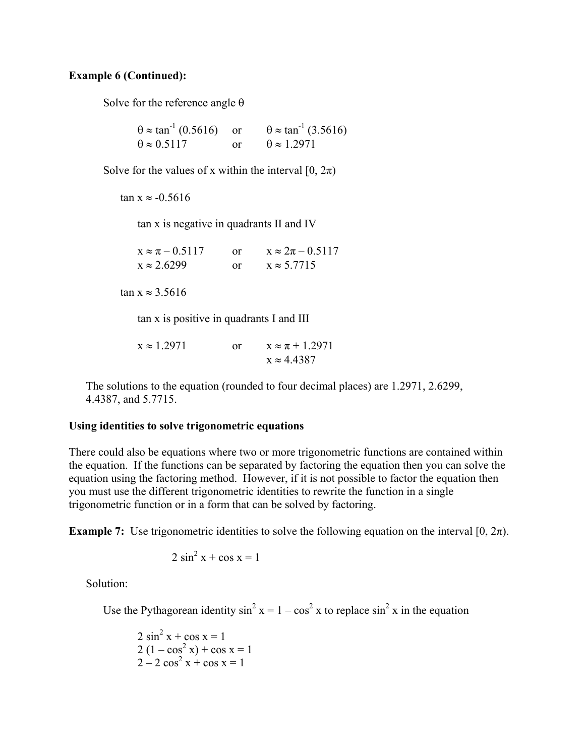**Example 6 (Continued):**

Solve for the reference angle θ

$$\theta \approx \tan^{-1}(0.5616) \quad \text{or} \quad \theta \approx \tan^{-1}(3.5616)$$
$$\theta \approx 0.5117 \quad \text{or} \quad \theta \approx 1.2971$$

Solve for the values of x within the interval $[0, 2\pi)$

$\tan x \approx -0.5616$

tan x is negative in quadrants II and IV

$$x \approx \pi - 0.5117 \quad \text{or} \quad x \approx 2\pi - 0.5117$$
$$x \approx 2.6299 \quad \text{or} \quad x \approx 5.7715$$

$\tan x \approx 3.5616$

tan x is positive in quadrants I and III

$$x \approx 1.2971 \quad \text{or} \quad x \approx \pi + 1.2971$$
$$x \approx 4.4387$$

The solutions to the equation (rounded to four decimal places) are 1.2971, 2.6299, 4.4387, and 5.7715.

**Using identities to solve trigonometric equations**

There could also be equations where two or more trigonometric functions are contained within the equation. If the functions can be separated by factoring the equation then you can solve the equation using the factoring method. However, if it is not possible to factor the equation then you must use the different trigonometric identities to rewrite the function in a single trigonometric function or in a form that can be solved by factoring.

**Example 7:** Use trigonometric identities to solve the following equation on the interval $[0, 2\pi)$.

$$2 \sin^2 x + \cos x = 1$$

Solution:

Use the Pythagorean identity $\sin^2 x = 1 - \cos^2 x$ to replace $\sin^2 x$ in the equation

$$2 \sin^2 x + \cos x = 1$$
$$2 (1 - \cos^2 x) + \cos x = 1$$
$$2 - 2 \cos^2 x + \cos x = 1$$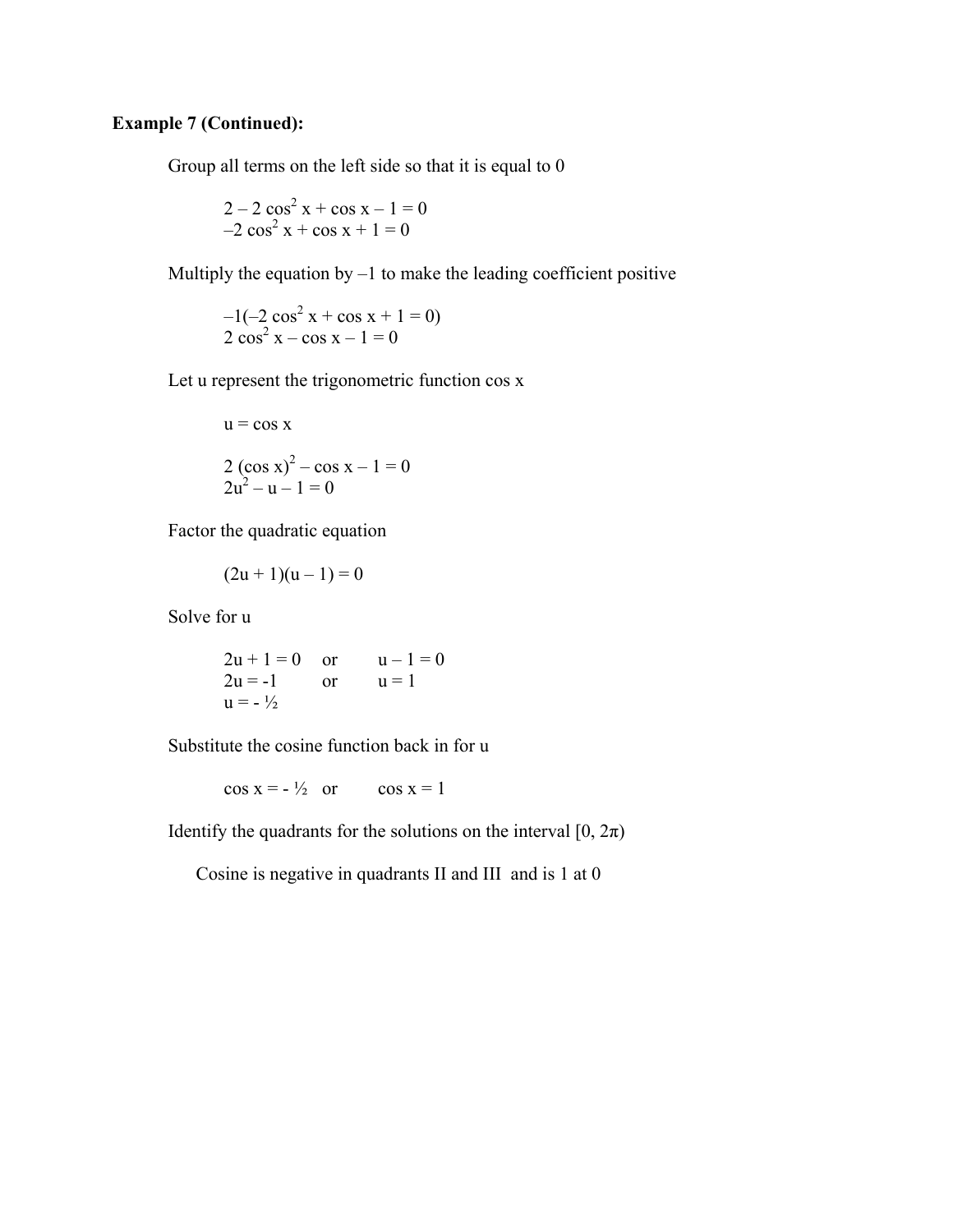**Example 7 (Continued):**

Group all terms on the left side so that it is equal to 0

$$2 - 2\cos^2 x + \cos x - 1 = 0$$
$$-2\cos^2 x + \cos x + 1 = 0$$

Multiply the equation by –1 to make the leading coefficient positive

$$-1(-2\cos^2 x + \cos x + 1 = 0)$$
$$2\cos^2 x - \cos x - 1 = 0$$

Let u represent the trigonometric function cos x

$$u = \cos x$$

$$2(\cos x)^2 - \cos x - 1 = 0$$
$$2u^2 - u - 1 = 0$$

Factor the quadratic equation

$$(2u + 1)(u - 1) = 0$$

Solve for u

$2u + 1 = 0$ or $u - 1 = 0$
$2u = -1$ or $u = 1$
$u = -\frac{1}{2}$

Substitute the cosine function back in for u

$\cos x = -\frac{1}{2}$ or $\cos x = 1$

Identify the quadrants for the solutions on the interval $[0, 2\pi)$

Cosine is negative in quadrants II and III and is 1 at 0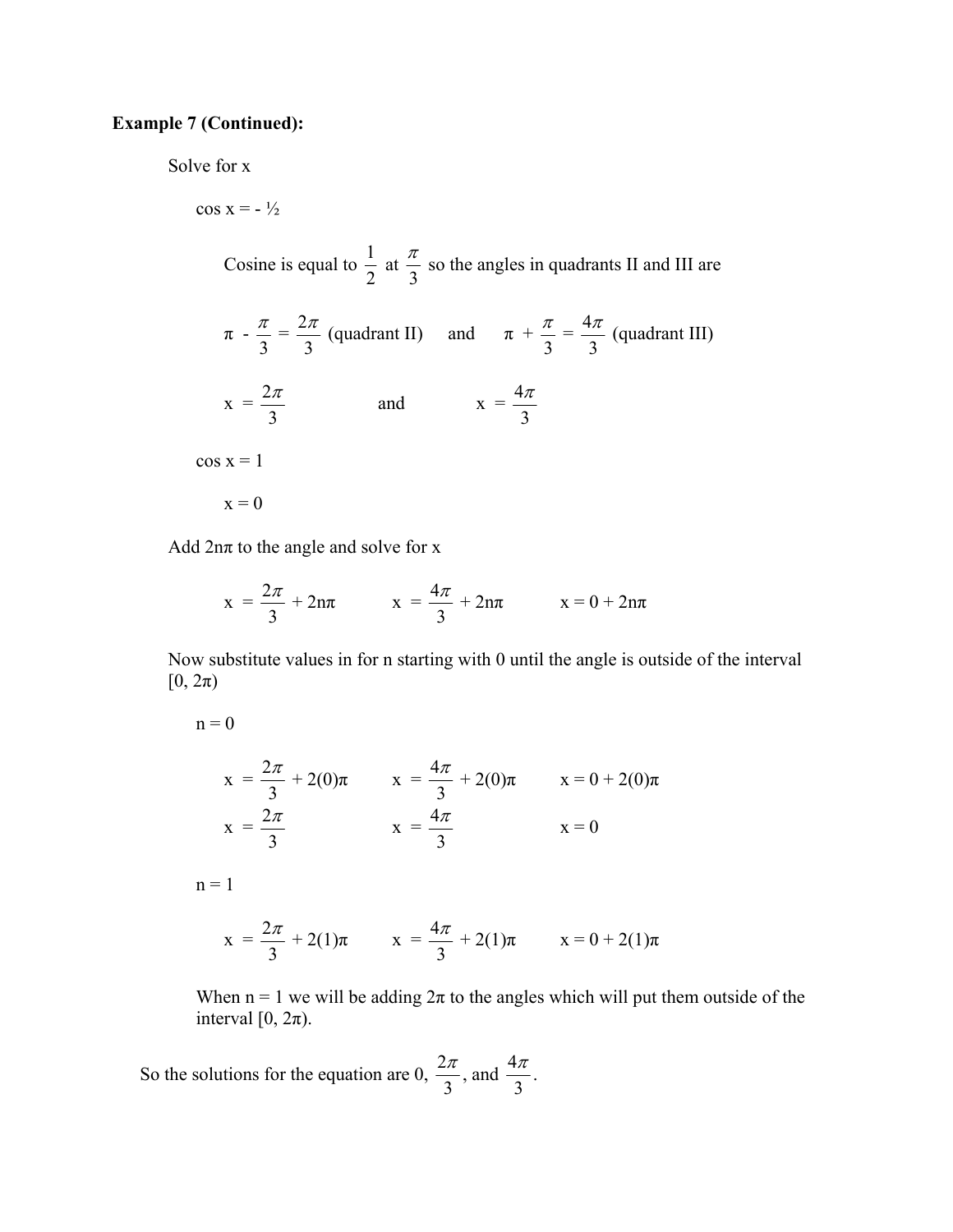**Example 7 (Continued):**

Solve for x

$\cos x = -\frac{1}{2}$

Cosine is equal to $\frac{1}{2}$ at $\frac{\pi}{3}$ so the angles in quadrants II and III are

$\pi - \frac{\pi}{3} = \frac{2\pi}{3}$ (quadrant II) and $\pi + \frac{\pi}{3} = \frac{4\pi}{3}$ (quadrant III)

$x = \frac{2\pi}{3}$ and $x = \frac{4\pi}{3}$

$\cos x = 1$

$x = 0$

Add $2n\pi$ to the angle and solve for x

$x = \frac{2\pi}{3} + 2n\pi$ $\qquad x = \frac{4\pi}{3} + 2n\pi$ $\qquad x = 0 + 2n\pi$

Now substitute values in for n starting with 0 until the angle is outside of the interval $[0, 2\pi)$

$n = 0$

$x = \frac{2\pi}{3} + 2(0)\pi$ $\qquad x = \frac{4\pi}{3} + 2(0)\pi$ $\qquad x = 0 + 2(0)\pi$

$x = \frac{2\pi}{3}$ $\qquad x = \frac{4\pi}{3}$ $\qquad x = 0$

$n = 1$

$x = \frac{2\pi}{3} + 2(1)\pi$ $\qquad x = \frac{4\pi}{3} + 2(1)\pi$ $\qquad x = 0 + 2(1)\pi$

When $n = 1$ we will be adding $2\pi$ to the angles which will put them outside of the interval $[0, 2\pi)$.

So the solutions for the equation are 0, $\frac{2\pi}{3}$, and $\frac{4\pi}{3}$.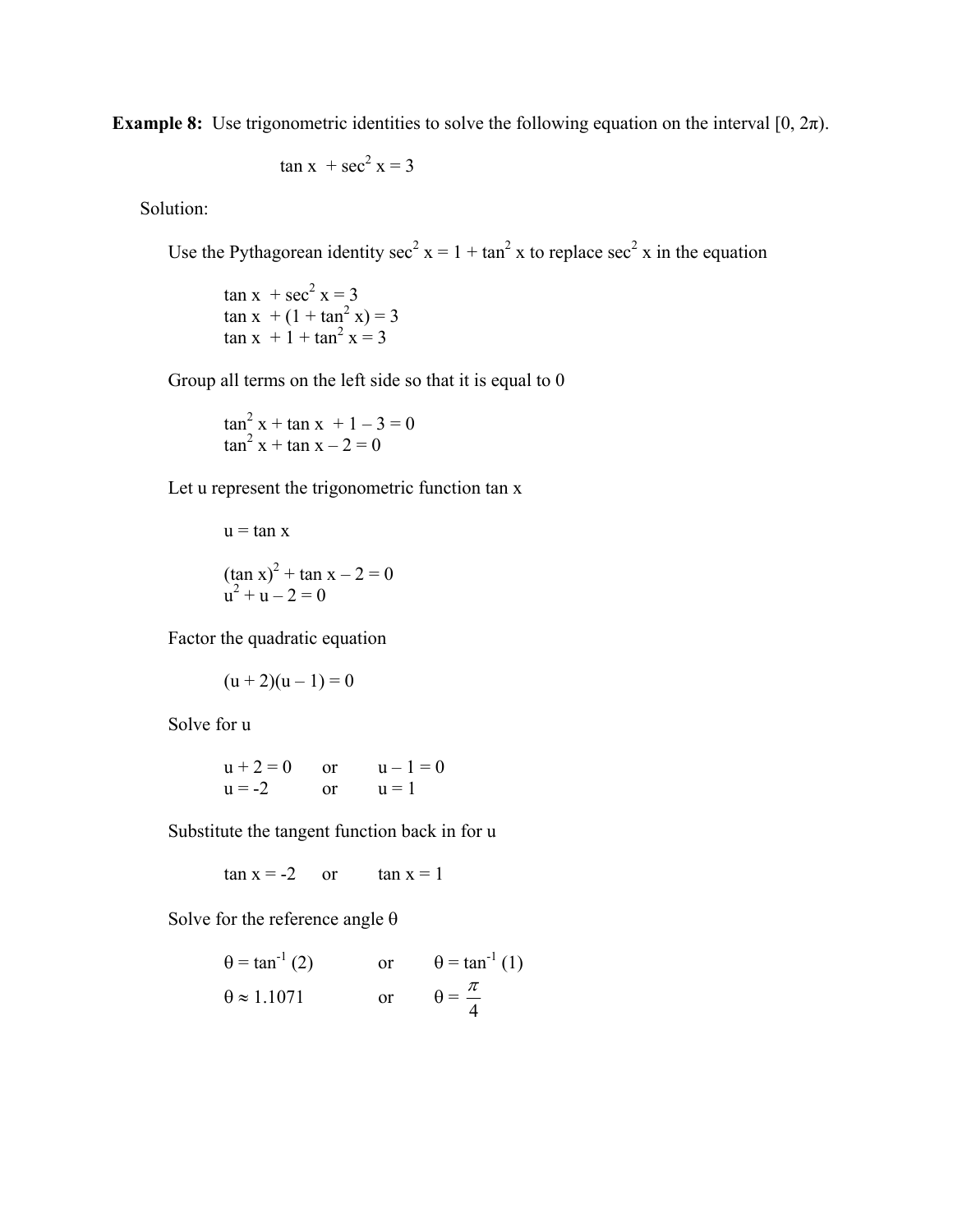**Example 8:** Use trigonometric identities to solve the following equation on the interval $[0, 2\pi)$.

$$\tan x + \sec^2 x = 3$$

Solution:

Use the Pythagorean identity $\sec^2 x = 1 + \tan^2 x$ to replace $\sec^2 x$ in the equation

$$\tan x + \sec^2 x = 3$$
$$\tan x + (1 + \tan^2 x) = 3$$
$$\tan x + 1 + \tan^2 x = 3$$

Group all terms on the left side so that it is equal to 0

$$\tan^2 x + \tan x + 1 - 3 = 0$$
$$\tan^2 x + \tan x - 2 = 0$$

Let u represent the trigonometric function tan x

$$u = \tan x$$

$$(\tan x)^2 + \tan x - 2 = 0$$
$$u^2 + u - 2 = 0$$

Factor the quadratic equation

$$(u + 2)(u - 1) = 0$$

Solve for u

$$u + 2 = 0 \quad \text{or} \quad u - 1 = 0$$
$$u = -2 \quad \text{or} \quad u = 1$$

Substitute the tangent function back in for u

$$\tan x = -2 \quad \text{or} \quad \tan x = 1$$

Solve for the reference angle $\theta$

$$\theta = \tan^{-1}(2) \quad \text{or} \quad \theta = \tan^{-1}(1)$$
$$\theta \approx 1.1071 \quad \text{or} \quad \theta = \frac{\pi}{4}$$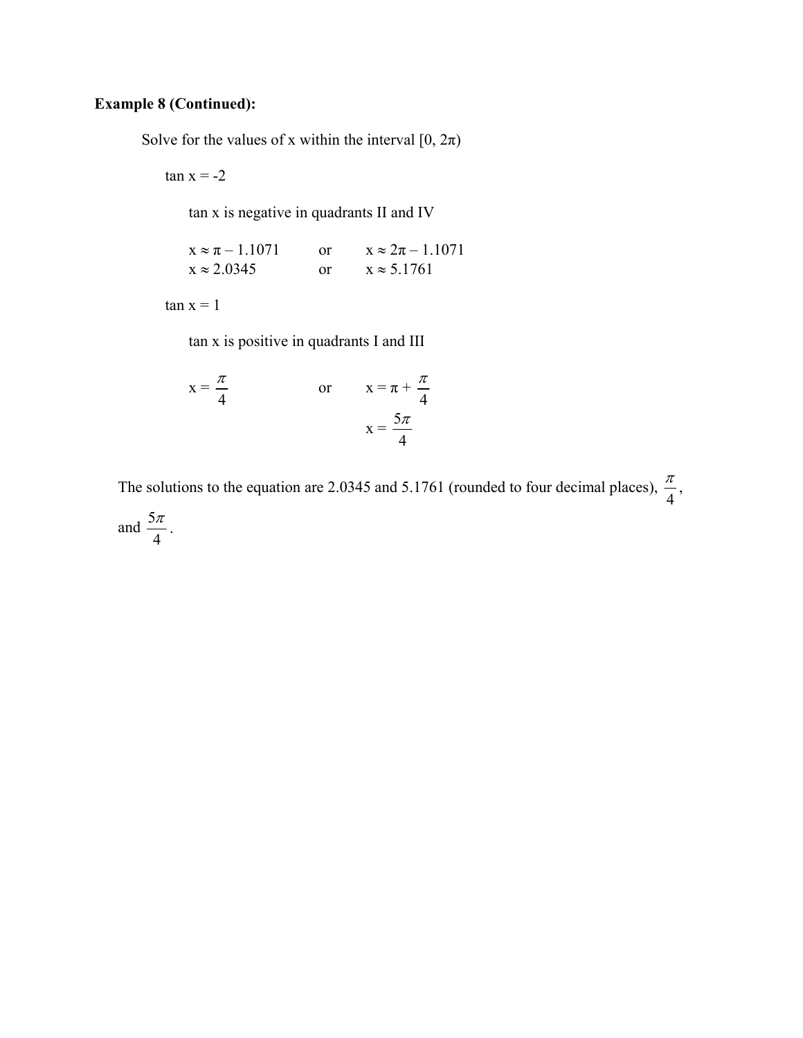**Example 8 (Continued):**

Solve for the values of x within the interval $[0, 2\pi)$

$\tan x = -2$

tan x is negative in quadrants II and IV

$x \approx \pi - 1.1071$ or $x \approx 2\pi - 1.1071$

$x \approx 2.0345$ or $x \approx 5.1761$

$\tan x = 1$

tan x is positive in quadrants I and III

$x = \frac{\pi}{4}$ or $x = \pi + \frac{\pi}{4}$

$x = \frac{5\pi}{4}$

The solutions to the equation are 2.0345 and 5.1761 (rounded to four decimal places), $\frac{\pi}{4}$, and $\frac{5\pi}{4}$.